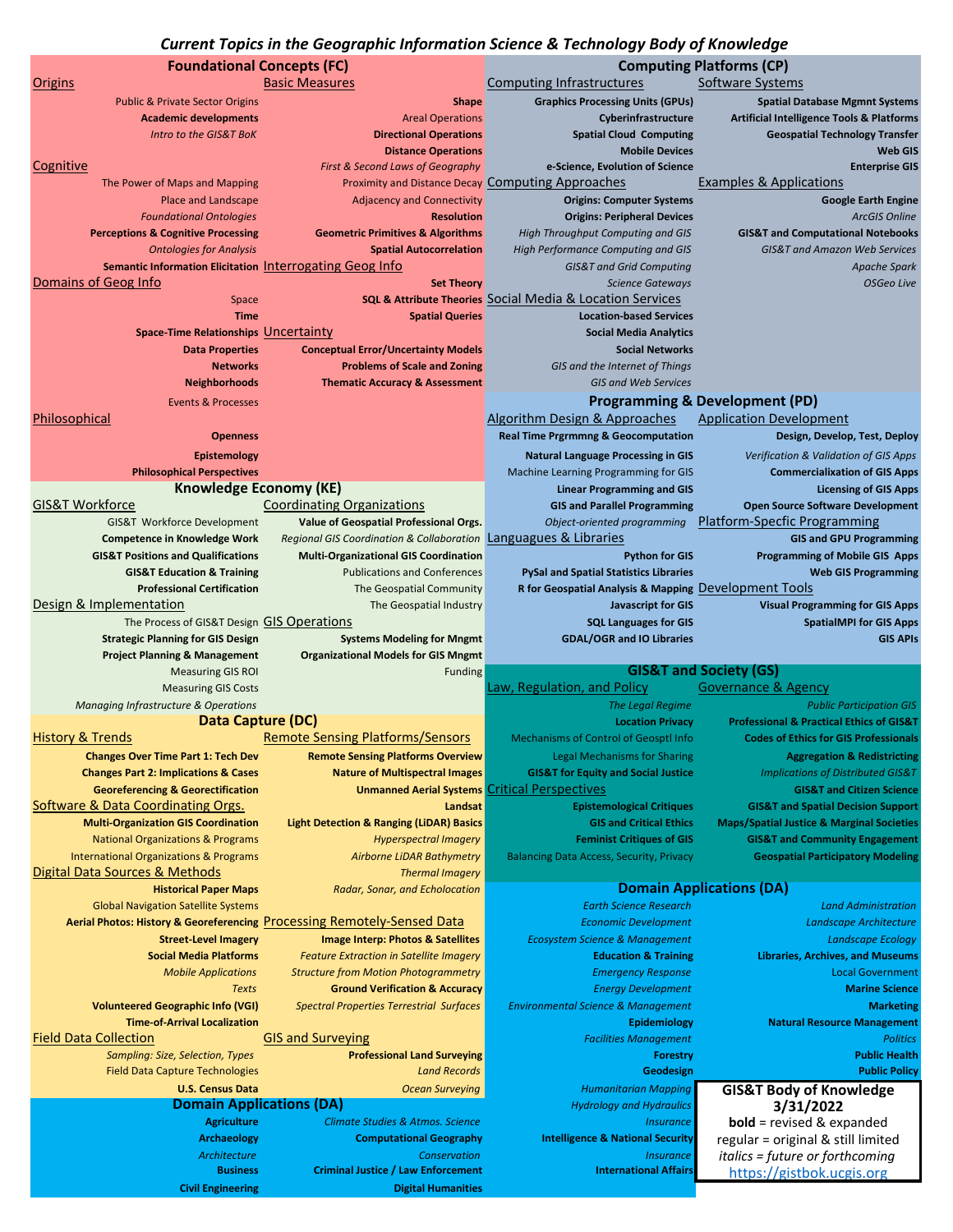# *Current Topics in the Geographic Information Science & Technology Body of Knowledge*

## Foundational Concepts (FC)

### Origins
- **Public & Private Sector Origins** — *note: regular*

Public & Private Sector Origins
**Academic developments**
*Intro to the GIS&T BoK*

### Cognitive
The Power of Maps and Mapping
Place and Landscape
*Foundational Ontologies*
**Perceptions & Cognitive Processing**
*Ontologies for Analysis*
**Semantic Information Elicitation**

### Domains of Geog Info
Space
**Time**
**Space-Time Relationships**
**Data Properties**
**Networks**
**Neighborhoods**
Events & Processes

### Philosophical
**Openness**
**Epistemology**
**Philosophical Perspectives**

### Basic Measures
**Shape**
Areal Operations
**Directional Operations**
**Distance Operations**
*First & Second Laws of Geography*
Proximity and Distance Decay
Adjacency and Connectivity
**Resolution**
**Geometric Primitives & Algorithms**
**Spatial Autocorrelation**

### Interrogating Geog Info
**Set Theory**
**SQL & Attribute Theories**
**Spatial Queries**

### Uncertainty
**Conceptual Error/Uncertainty Models**
**Problems of Scale and Zoning**
**Thematic Accuracy & Assessment**

## Computing Platforms (CP)

### Computing Infrastructures
**Graphics Processing Units (GPUs)**
**Cyberinfrastructure**
**Spatial Cloud Computing**
**Mobile Devices**
**e-Science, Evolution of Science**

### Computing Approaches
**Origins: Computer Systems**
**Origins: Peripheral Devices**
*High Throughput Computing and GIS*
*High Performance Computing and GIS*
*GIS&T and Grid Computing*
*Science Gateways*

### Social Media & Location Services
**Location-based Services**
**Social Media Analytics**
**Social Networks**
*GIS and the Internet of Things*
*GIS and Web Services*

### Software Systems
**Spatial Database Mgmnt Systems**
**Artificial Intelligence Tools & Platforms**
**Geospatial Technology Transfer**
**Web GIS**
**Enterprise GIS**

### Examples & Applications
**Google Earth Engine**
*ArcGIS Online*
**GIS&T and Computational Notebooks**
*GIS&T and Amazon Web Services*
*Apache Spark*
*OSGeo Live*

## Programming & Development (PD)

### Algorithm Design & Approaches
**Real Time Prgrmmng & Geocomputation**
**Natural Language Processing in GIS**
Machine Learning Programming for GIS
**Linear Programming and GIS**
**GIS and Parallel Programming**
*Object-oriented programming*

### Languages & Libraries
**Python for GIS**
**PySal and Spatial Statistics Libraries**
**R for Geospatial Analysis & Mapping**
**Javascript for GIS**
**SQL Languages for GIS**
**GDAL/OGR and IO Libraries**

### Application Development
**Design, Develop, Test, Deploy**
*Verification & Validation of GIS Apps*
**Commercialixation of GIS Apps**
**Licensing of GIS Apps**
**Open Source Software Development**

### Platform-Specfic Programming
**GIS and GPU Programming**
**Programming of Mobile GIS Apps**
**Web GIS Programming**

### Development Tools
**Visual Programming for GIS Apps**
**SpatialMPI for GIS Apps**
**GIS APIs**

## Knowledge Economy (KE)

### GIS&T Workforce
GIS&T Workforce Development
**Competence in Knowledge Work**
**GIS&T Positions and Qualifications**
**GIS&T Education & Training**
**Professional Certification**

### Design & Implementation
The Process of GIS&T Design
**Strategic Planning for GIS Design**
**Project Planning & Management**
Measuring GIS ROI
Measuring GIS Costs
*Managing Infrastructure & Operations*

### Coordinating Organizations
**Value of Geospatial Professional Orgs.**
*Regional GIS Coordination & Collaboration*
**Multi-Organizational GIS Coordination**
Publications and Conferences
The Geospatial Community
The Geospatial Industry

### GIS Operations
**Systems Modeling for Mngmt**
**Organizational Models for GIS Mngmt**
Funding

## GIS&T and Society (GS)

### Law, Regulation, and Policy
*The Legal Regime*
**Location Privacy**
Mechanisms of Control of Geosptl Info
Legal Mechanisms for Sharing
**GIS&T for Equity and Social Justice**

### Critical Perspectives
**Epistemological Critiques**
**GIS and Critical Ethics**
**Feminist Critiques of GIS**
Balancing Data Access, Security, Privacy

### Governance & Agency
*Public Participation GIS*
**Professional & Practical Ethics of GIS&T**
**Codes of Ethics for GIS Professionals**
**Aggregation & Redistricting**
*Implications of Distributed GIS&T*
**GIS&T and Citizen Science**
**GIS&T and Spatial Decision Support**
**Maps/Spatial Justice & Marginal Societies**
**GIS&T and Community Engagement**
**Geospatial Participatory Modeling**

## Data Capture (DC)

### History & Trends
**Changes Over Time Part 1: Tech Dev**
**Changes Part 2: Implications & Cases**
**Georeferencing & Georectification**

### Software & Data Coordinating Orgs.
**Multi-Organization GIS Coordination**
National Organizations & Programs
International Organizations & Programs

### Digital Data Sources & Methods
**Historical Paper Maps**
Global Navigation Satellite Systems
**Aerial Photos: History & Georeferencing**
**Street-Level Imagery**
**Social Media Platforms**
*Mobile Applications*
*Texts*
**Volunteered Geographic Info (VGI)**
**Time-of-Arrival Localization**

### Field Data Collection
*Sampling: Size, Selection, Types*
Field Data Capture Technologies
**U.S. Census Data**

### Remote Sensing Platforms/Sensors
**Remote Sensing Platforms Overview**
**Nature of Multispectral Images**
**Unmanned Aerial Systems**
**Landsat**
**Light Detection & Ranging (LiDAR) Basics**
*Hyperspectral Imagery*
*Airborne LiDAR Bathymetry*
*Thermal Imagery*
*Radar, Sonar, and Echolocation*

### Processing Remotely-Sensed Data
**Image Interp: Photos & Satellites**
*Feature Extraction in Satellite Imagery*
*Structure from Motion Photogrammetry*
**Ground Verification & Accuracy**
*Spectral Properties Terrestrial Surfaces*

### GIS and Surveying
**Professional Land Surveying**
*Land Records*
*Ocean Surveying*

## Domain Applications (DA)

**Agriculture**
**Archaeology**
*Architecture*
**Business**
**Civil Engineering**
*Climate Studies & Atmos. Science*
**Computational Geography**
*Conservation*
**Criminal Justice / Law Enforcement**
**Digital Humanities**
*Earth Science Research*
*Economic Development*
*Ecosystem Science & Management*
**Education & Training**
*Emergency Response*
*Energy Development*
*Environmental Science & Management*
**Epidemiology**
*Facilities Management*
**Forestry**
**Geodesign**
*Humanitarian Mapping*
*Hydrology and Hydraulics*
*Insurance*
**Intelligence & National Security**
*Insurance*
**International Affairs**
*Land Administration*
*Landscape Architecture*
*Landscape Ecology*
**Libraries, Archives, and Museums**
Local Government
**Marine Science**
**Marketing**
**Natural Resource Management**
*Politics*
**Public Health**
**Public Policy**

---

**GIS&T Body of Knowledge**
**3/31/2022**
**bold** = revised & expanded
regular = original & still limited
*italics = future or forthcoming*
https://gistbok.ucgis.org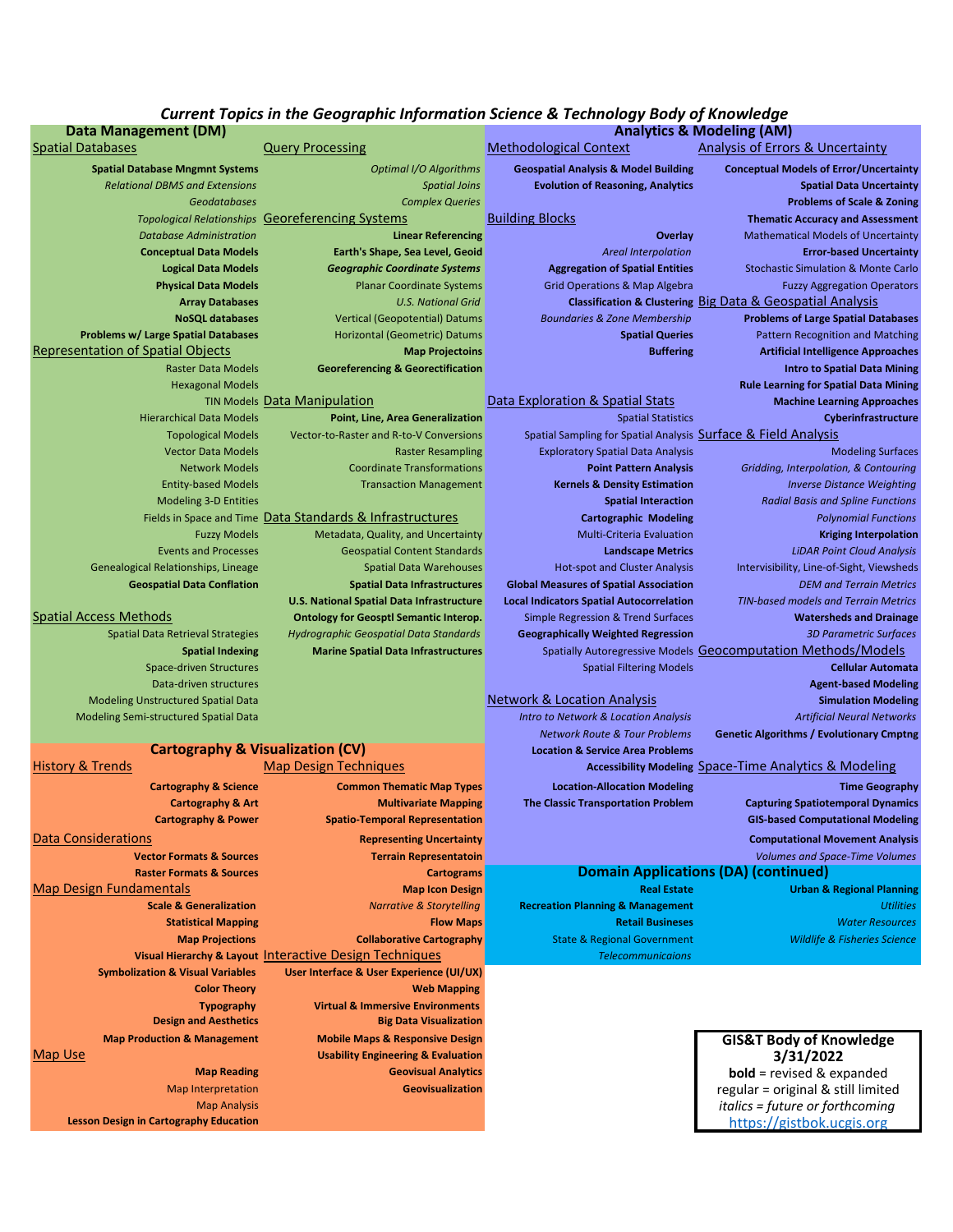# *Current Topics in the Geographic Information Science & Technology Body of Knowledge*

## Data Management (DM)

### Spatial Databases

- **Spatial Database Mngmnt Systems**
- *Relational DBMS and Extensions*
- *Geodatabases*
- *Topological Relationships*
- *Database Administration*
- **Conceptual Data Models**
- **Logical Data Models**
- **Physical Data Models**
- **Array Databases**
- **NoSQL databases**
- **Problems w/ Large Spatial Databases**

### Representation of Spatial Objects

- Raster Data Models
- Hexagonal Models
- TIN Models
- Hierarchical Data Models
- Topological Models
- Vector Data Models
- Network Models
- Entity-based Models
- Modeling 3-D Entities
- Fields in Space and Time
- Fuzzy Models
- Events and Processes
- Genealogical Relationships, Lineage
- **Geospatial Data Conflation**

### Spatial Access Methods

- Spatial Data Retrieval Strategies
- **Spatial Indexing**
- Space-driven Structures
- Data-driven structures
- Modeling Unstructured Spatial Data
- Modeling Semi-structured Spatial Data

### Query Processing

- *Optimal I/O Algorithms*
- *Spatial Joins*
- *Complex Queries*

### Georeferencing Systems

- **Linear Referencing**
- **Earth's Shape, Sea Level, Geoid**
- ***Geographic Coordinate Systems***
- Planar Coordinate Systems
- *U.S. National Grid*
- Vertical (Geopotential) Datums
- Horizontal (Geometric) Datums
- **Map Projectoins**
- **Georeferencing & Georectification**

### Data Manipulation

- **Point, Line, Area Generalization**
- Vector-to-Raster and R-to-V Conversions
- Raster Resampling
- Coordinate Transformations
- Transaction Management

### Data Standards & Infrastructures

- Metadata, Quality, and Uncertainty
- Geospatial Content Standards
- Spatial Data Warehouses
- **Spatial Data Infrastructures**
- **U.S. National Spatial Data Infrastructure**
- **Ontology for Geosptl Semantic Interop.**
- *Hydrographic Geospatial Data Standards*
- **Marine Spatial Data Infrastructures**

## Analytics & Modeling (AM)

### Methodological Context

- **Geospatial Analysis & Model Building**
- **Evolution of Reasoning, Analytics**

### Building Blocks

- **Overlay**
- *Areal Interpolation*
- **Aggregation of Spatial Entities**
- Grid Operations & Map Algebra
- **Classification & Clustering**
- *Boundaries & Zone Membership*
- **Spatial Queries**
- **Buffering**

### Data Exploration & Spatial Stats

- Spatial Statistics
- Spatial Sampling for Spatial Analysis
- Exploratory Spatial Data Analysis
- **Point Pattern Analysis**
- **Kernels & Density Estimation**
- **Spatial Interaction**
- **Cartographic Modeling**
- Multi-Criteria Evaluation
- **Landscape Metrics**
- Hot-spot and Cluster Analysis
- **Global Measures of Spatial Association**
- **Local Indicators Spatial Autocorrelation**
- Simple Regression & Trend Surfaces
- **Geographically Weighted Regression**
- Spatially Autoregressive Models
- Spatial Filtering Models

### Network & Location Analysis

- *Intro to Network & Location Analysis*
- *Network Route & Tour Problems*
- **Location & Service Area Problems**
- **Accessibility Modeling**
- **Location-Allocation Modeling**
- **The Classic Transportation Problem**

### Analysis of Errors & Uncertainty

- **Conceptual Models of Error/Uncertainty**
- **Spatial Data Uncertainty**
- **Problems of Scale & Zoning**
- **Thematic Accuracy and Assessment**
- Mathematical Models of Uncertainty
- **Error-based Uncertainty**
- Stochastic Simulation & Monte Carlo
- Fuzzy Aggregation Operators

### Big Data & Geospatial Analysis

- **Problems of Large Spatial Databases**
- Pattern Recognition and Matching
- **Artificial Intelligence Approaches**
- **Intro to Spatial Data Mining**
- **Rule Learning for Spatial Data Mining**
- **Machine Learning Approaches**
- **Cyberinfrastructure**

### Surface & Field Analysis

- Modeling Surfaces
- *Gridding, Interpolation, & Contouring*
- *Inverse Distance Weighting*
- *Radial Basis and Spline Functions*
- *Polynomial Functions*
- **Kriging Interpolation**
- *LiDAR Point Cloud Analysis*
- Intervisibility, Line-of-Sight, Viewsheds
- *DEM and Terrain Metrics*
- *TIN-based models and Terrain Metrics*
- **Watersheds and Drainage**
- *3D Parametric Surfaces*

### Geocomputation Methods/Models

- **Cellular Automata**
- **Agent-based Modeling**
- **Simulation Modeling**
- *Artificial Neural Networks*
- **Genetic Algorithms / Evolutionary Cmptng**

### Space-Time Analytics & Modeling

- **Time Geography**
- **Capturing Spatiotemporal Dynamics**
- **GIS-based Computational Modeling**
- **Computational Movement Analysis**
- *Volumes and Space-Time Volumes*

## Cartography & Visualization (CV)

### History & Trends

- **Cartography & Science**
- **Cartography & Art**
- **Cartography & Power**

### Data Considerations

- **Vector Formats & Sources**
- **Raster Formats & Sources**

### Map Design Fundamentals

- **Scale & Generalization**
- **Statistical Mapping**
- **Map Projections**
- **Visual Hierarchy & Layout**
- **Symbolization & Visual Variables**
- **Color Theory**
- **Typography**
- **Design and Aesthetics**
- **Map Production & Management**

### Map Use

- **Map Reading**
- Map Interpretation
- Map Analysis
- **Lesson Design in Cartography Education**

### Map Design Techniques

- **Common Thematic Map Types**
- **Multivariate Mapping**
- **Spatio-Temporal Representation**
- **Representing Uncertainty**
- **Terrain Representatoin**
- **Cartograms**
- **Map Icon Design**
- *Narrative & Storytelling*
- **Flow Maps**
- **Collaborative Cartography**

### Interactive Design Techniques

- **User Interface & User Experience (UI/UX)**
- **Web Mapping**
- **Virtual & Immersive Environments**
- **Big Data Visualization**
- **Mobile Maps & Responsive Design**
- **Usability Engineering & Evaluation**
- **Geovisual Analytics**
- **Geovisualization**

## Domain Applications (DA) (continued)

- **Real Estate**
- **Recreation Planning & Management**
- **Retail Businesses**
- State & Regional Government
- *Telecommunicaions*
- **Urban & Regional Planning**
- *Utilities*
- *Water Resources*
- *Wildlife & Fisheries Science*

---

**GIS&T Body of Knowledge**
**3/31/2022**
**bold** = revised & expanded
regular = original & still limited
*italics = future or forthcoming*
https://gistbok.ucgis.org